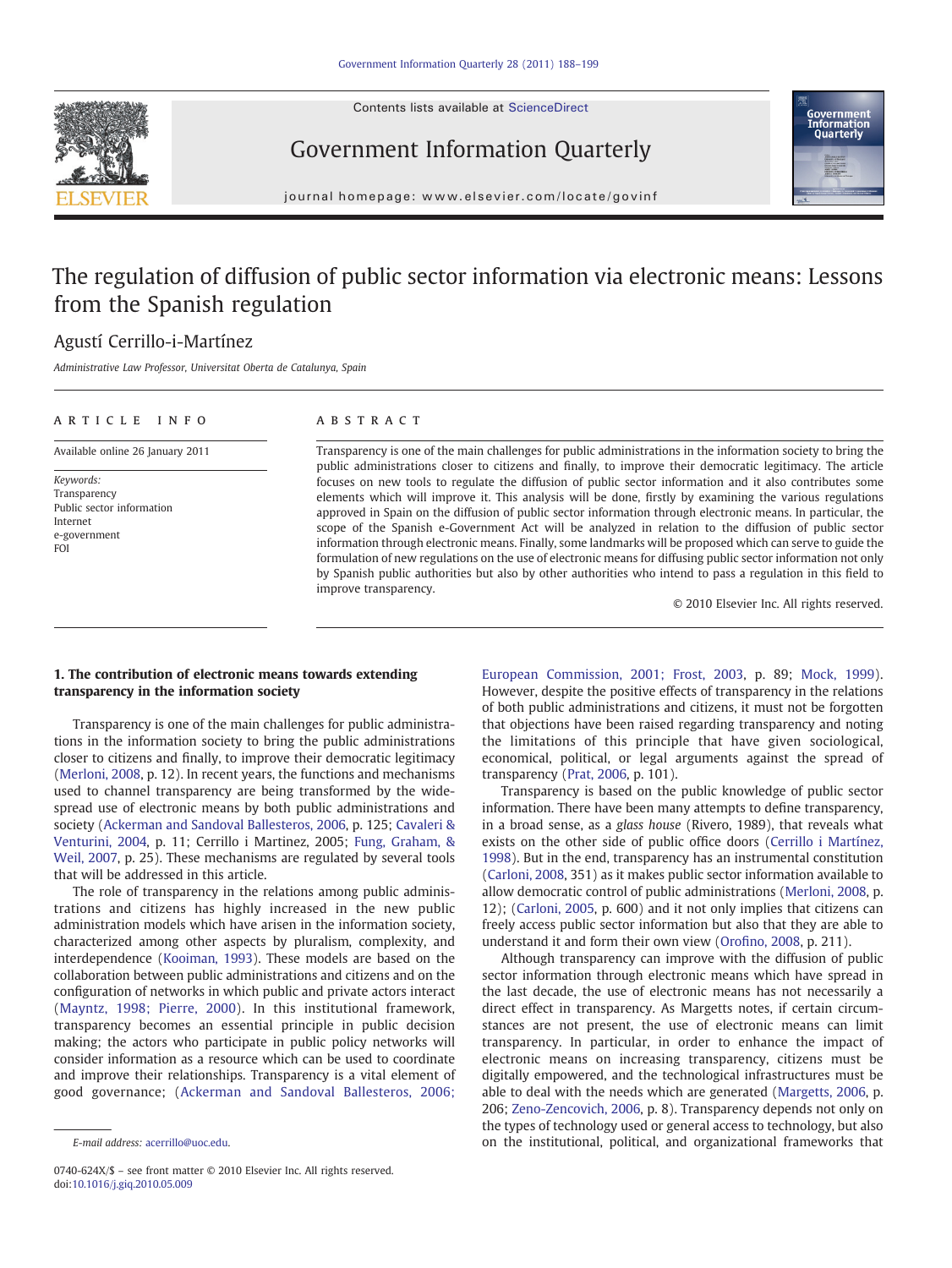# The regulation of diffusion of public sector information via electronic means: Lessons from the Spanish regulation

Agustí Cerrillo-i-Martínez

*Administrative Law Professor, Universitat Oberta de Catalunya, Spain*

ARTICLE INFO

Available online 26 January 2011

*Keywords:*
Transparency
Public sector information
Internet
e-government
FOI

ABSTRACT

Transparency is one of the main challenges for public administrations in the information society to bring the public administrations closer to citizens and finally, to improve their democratic legitimacy. The article focuses on new tools to regulate the diffusion of public sector information and it also contributes some elements which will improve it. This analysis will be done, firstly by examining the various regulations approved in Spain on the diffusion of public sector information through electronic means. In particular, the scope of the Spanish e-Government Act will be analyzed in relation to the diffusion of public sector information through electronic means. Finally, some landmarks will be proposed which can serve to guide the formulation of new regulations on the use of electronic means for diffusing public sector information not only by Spanish public authorities but also by other authorities who intend to pass a regulation in this field to improve transparency.

© 2010 Elsevier Inc. All rights reserved.

## 1. The contribution of electronic means towards extending transparency in the information society

Transparency is one of the main challenges for public administrations in the information society to bring the public administrations closer to citizens and finally, to improve their democratic legitimacy (Merloni, 2008, p. 12). In recent years, the functions and mechanisms used to channel transparency are being transformed by the widespread use of electronic means by both public administrations and society (Ackerman and Sandoval Ballesteros, 2006, p. 125; Cavaleri & Venturini, 2004, p. 11; Cerrillo i Martinez, 2005; Fung, Graham, & Weil, 2007, p. 25). These mechanisms are regulated by several tools that will be addressed in this article.

The role of transparency in the relations among public administrations and citizens has highly increased in the new public administration models which have arisen in the information society, characterized among other aspects by pluralism, complexity, and interdependence (Kooiman, 1993). These models are based on the collaboration between public administrations and citizens and on the configuration of networks in which public and private actors interact (Mayntz, 1998; Pierre, 2000). In this institutional framework, transparency becomes an essential principle in public decision making; the actors who participate in public policy networks will consider information as a resource which can be used to coordinate and improve their relationships. Transparency is a vital element of good governance; (Ackerman and Sandoval Ballesteros, 2006; European Commission, 2001; Frost, 2003, p. 89; Mock, 1999). However, despite the positive effects of transparency in the relations of both public administrations and citizens, it must not be forgotten that objections have been raised regarding transparency and noting the limitations of this principle that have given sociological, economical, political, or legal arguments against the spread of transparency (Prat, 2006, p. 101).

Transparency is based on the public knowledge of public sector information. There have been many attempts to define transparency, in a broad sense, as a *glass house* (Rivero, 1989), that reveals what exists on the other side of public office doors (Cerrillo i Martínez, 1998). But in the end, transparency has an instrumental constitution (Carloni, 2008, 351) as it makes public sector information available to allow democratic control of public administrations (Merloni, 2008, p. 12); (Carloni, 2005, p. 600) and it not only implies that citizens can freely access public sector information but also that they are able to understand it and form their own view (Orofino, 2008, p. 211).

Although transparency can improve with the diffusion of public sector information through electronic means which have spread in the last decade, the use of electronic means has not necessarily a direct effect in transparency. As Margetts notes, if certain circumstances are not present, the use of electronic means can limit transparency. In particular, in order to enhance the impact of electronic means on increasing transparency, citizens must be digitally empowered, and the technological infrastructures must be able to deal with the needs which are generated (Margetts, 2006, p. 206; Zeno-Zencovich, 2006, p. 8). Transparency depends not only on the types of technology used or general access to technology, but also on the institutional, political, and organizational frameworks that

*E-mail address:* acerrillo@uoc.edu.

0740-624X/$ – see front matter © 2010 Elsevier Inc. All rights reserved.
doi:10.1016/j.giq.2010.05.009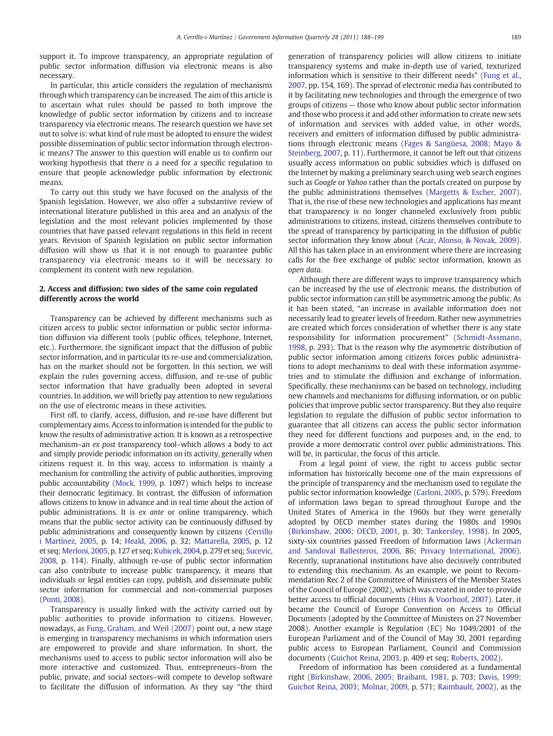support it. To improve transparency, an appropriate regulation of public sector information diffusion via electronic means is also necessary.

In particular, this article considers the regulation of mechanisms through which transparency can be increased. The aim of this article is to ascertain what rules should be passed to both improve the knowledge of public sector information by citizens and to increase transparency via electronic means. The research question we have set out to solve is: what kind of rule must be adopted to ensure the widest possible dissemination of public sector information through electronic means? The answer to this question will enable us to confirm our working hypothesis that there is a need for a specific regulation to ensure that people acknowledge public information by electronic means.

To carry out this study we have focused on the analysis of the Spanish legislation. However, we also offer a substantive review of international literature published in this area and an analysis of the legislation and the most relevant policies implemented by those countries that have passed relevant regulations in this field in recent years. Revision of Spanish legislation on public sector information diffusion will show us that it is not enough to guarantee public transparency via electronic means so it will be necessary to complement its content with new regulation.

## 2. Access and diffusion: two sides of the same coin regulated differently across the world

Transparency can be achieved by different mechanisms such as citizen access to public sector information or public sector information diffusion via different tools (public offices, telephone, Internet, etc.). Furthermore, the significant impact that the diffusion of public sector information, and in particular its re-use and commercialization, has on the market should not be forgotten. In this section, we will explain the rules governing access, diffusion, and re-use of public sector information that have gradually been adopted in several countries. In addition, we will briefly pay attention to new regulations on the use of electronic means in these activities.

First off, to clarify, access, diffusion, and re-use have different but complementary aims. Access to information is intended for the public to know the results of administrative action. It is known as a retrospective mechanism–an *ex post* transparency tool–which allows a body to act and simply provide periodic information on its activity, generally when citizens request it. In this way, access to information is mainly a mechanism for controlling the activity of public authorities, improving public accountability (Mock, 1999, p. 1097) which helps to increase their democratic legitimacy. In contrast, the diffusion of information allows citizens to know in advance and in real time about the action of public administrations. It is *ex ante* or online transparency, which means that the public sector activity can be continuously diffused by public administrations and consequently known by citizens (Cerrillo i Martínez, 2005, p. 14; Heald, 2006, p. 32; Mattarella, 2005, p. 12 et seq; Merloni, 2005, p. 127 et seq; Kubicek, 2004, p. 279 et seq; Sucevic, 2008, p. 114). Finally, although re-use of public sector information can also contribute to increase public transparency, it means that individuals or legal entities can copy, publish, and disseminate public sector information for commercial and non-commercial purposes (Ponti, 2008).

Transparency is usually linked with the activity carried out by public authorities to provide information to citizens. However, nowadays, as Fung, Graham, and Weil (2007) point out, a new stage is emerging in transparency mechanisms in which information users are empowered to provide and share information. In short, the mechanisms used to access to public sector information will also be more interactive and customized. Thus, entrepreneurs–from the public, private, and social sectors–will compete to develop software to facilitate the diffusion of information. As they say "the third generation of transparency policies will allow citizens to initiate transparency systems and make in-depth use of varied, texturized information which is sensitive to their different needs" (Fung et al., 2007, pp. 154, 169). The spread of electronic media has contributed to it by facilitating new technologies and through the emergence of two groups of citizens — those who know about public sector information and those who process it and add other information to create new sets of information and services with added value, in other words, receivers and emitters of information diffused by public administrations through electronic means (Fages & Sangüesa, 2008; Mayo & Steinberg, 2007, p. 11). Furthermore, it cannot be left out that citizens usually access information on public subsidies which is diffused on the Internet by making a preliminary search using web search engines such as *Google* or *Yahoo* rather than the portals created on purpose by the public administrations themselves (Margetts & Escher, 2007). That is, the rise of these new technologies and applications has meant that transparency is no longer channeled exclusively from public administrations to citizens, instead, citizens themselves contribute to the spread of transparency by participating in the diffusion of public sector information they know about (Acar, Alonso, & Novak, 2009). All this has taken place in an environment where there are increasing calls for the free exchange of public sector information, known as *open data*.

Although there are different ways to improve transparency which can be increased by the use of electronic means, the distribution of public sector information can still be asymmetric among the public. As it has been stated, "an increase in available information does not necessarily lead to greater levels of freedom. Rather new asymmetries are created which forces consideration of whether there is any state responsibility for information procurement" (Schmidt-Assmann, 1998, p. 293). That is the reason why the asymmetric distribution of public sector information among citizens forces public administrations to adopt mechanisms to deal with these information asymmetries and to stimulate the diffusion and exchange of information. Specifically, these mechanisms can be based on technology, including new channels and mechanisms for diffusing information, or on public policies that improve public sector transparency. But they also require legislation to regulate the diffusion of public sector information to guarantee that all citizens can access the public sector information they need for different functions and purposes and, in the end, to provide a more democratic control over public administrations. This will be, in particular, the focus of this article.

From a legal point of view, the right to access public sector information has historically become one of the main expressions of the principle of transparency and the mechanism used to regulate the public sector information knowledge (Carloni, 2005, p. 579). Freedom of information laws began to spread throughout Europe and the United States of America in the 1960s but they were generally adopted by OECD member states during the 1980s and 1990s (Birkinshaw, 2006; OECD, 2001, p. 30; Tankersley, 1998). In 2005, sixty-six countries passed Freedom of Information laws (Ackerman and Sandoval Ballesteros, 2006, 86; Privacy International, 2006). Recently, supranational institutions have also decisively contributed to extending this mechanism. As an example, we point to Recommendation Rec 2 of the Committee of Ministers of the Member States of the Council of Europe (2002), which was created in order to provide better access to official documents (Hins & Voorhoof, 2007). Later, it became the Council of Europe Convention on Access to Official Documents (adopted by the Committee of Ministers on 27 November 2008). Another example is Regulation (EC) No 1049/2001 of the European Parliament and of the Council of May 30, 2001 regarding public access to European Parliament, Council and Commission documents (Guichot Reina, 2003, p. 409 et seq; Roberts, 2002).

Freedom of information has been considered as a fundamental right (Birkinshaw, 2006, 2005; Braibant, 1981, p. 703; Davis, 1999; Guichot Reina, 2003; Molnar, 2009, p. 571; Raimbault, 2002), as the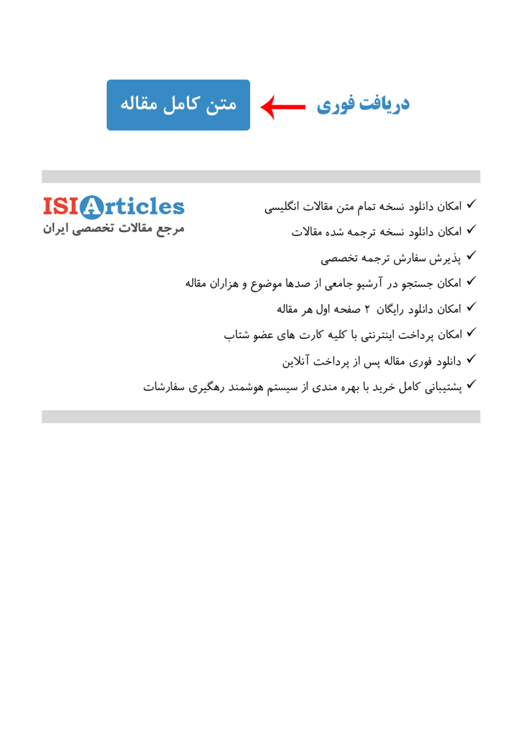دریافت فوری ← **متن کامل مقاله**

**ISIArticles**
مرجع مقالات تخصصی ایران

- ✓ امکان دانلود نسخه تمام متن مقالات انگلیسی
- ✓ امکان دانلود نسخه ترجمه شده مقالات
- ✓ پذیرش سفارش ترجمه تخصصی
- ✓ امکان جستجو در آرشیو جامعی از صدها موضوع و هزاران مقاله
- ✓ امکان دانلود رایگان ۲ صفحه اول هر مقاله
- ✓ امکان پرداخت اینترنتی با کلیه کارت های عضو شتاب
- ✓ دانلود فوری مقاله پس از پرداخت آنلاین
- ✓ پشتیبانی کامل خرید با بهره مندی از سیستم هوشمند رهگیری سفارشات